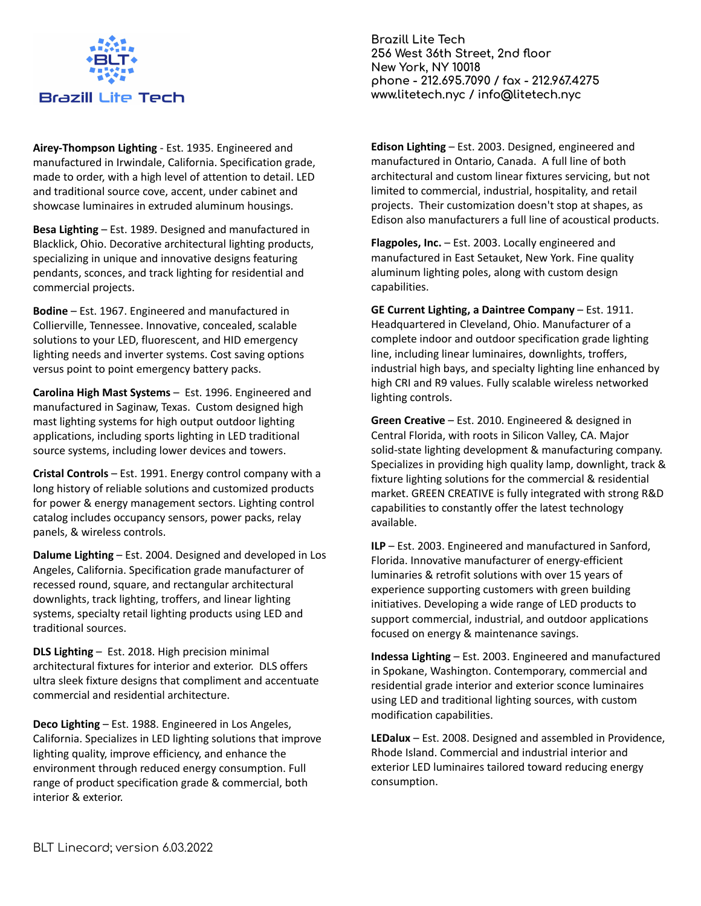Brazill Lite Tech

Brazill Lite Tech
256 West 36th Street, 2nd floor
New York, NY 10018
phone - 212.695.7090 / fax - 212.967.4275
www.litetech.nyc / info@litetech.nyc

**Airey-Thompson Lighting** - Est. 1935. Engineered and manufactured in Irwindale, California. Specification grade, made to order, with a high level of attention to detail. LED and traditional source cove, accent, under cabinet and showcase luminaires in extruded aluminum housings.

**Besa Lighting** – Est. 1989. Designed and manufactured in Blacklick, Ohio. Decorative architectural lighting products, specializing in unique and innovative designs featuring pendants, sconces, and track lighting for residential and commercial projects.

**Bodine** – Est. 1967. Engineered and manufactured in Collierville, Tennessee. Innovative, concealed, scalable solutions to your LED, fluorescent, and HID emergency lighting needs and inverter systems. Cost saving options versus point to point emergency battery packs.

**Carolina High Mast Systems** – Est. 1996. Engineered and manufactured in Saginaw, Texas. Custom designed high mast lighting systems for high output outdoor lighting applications, including sports lighting in LED traditional source systems, including lower devices and towers.

**Cristal Controls** – Est. 1991. Energy control company with a long history of reliable solutions and customized products for power & energy management sectors. Lighting control catalog includes occupancy sensors, power packs, relay panels, & wireless controls.

**Dalume Lighting** – Est. 2004. Designed and developed in Los Angeles, California. Specification grade manufacturer of recessed round, square, and rectangular architectural downlights, track lighting, troffers, and linear lighting systems, specialty retail lighting products using LED and traditional sources.

**DLS Lighting** – Est. 2018. High precision minimal architectural fixtures for interior and exterior. DLS offers ultra sleek fixture designs that compliment and accentuate commercial and residential architecture.

**Deco Lighting** – Est. 1988. Engineered in Los Angeles, California. Specializes in LED lighting solutions that improve lighting quality, improve efficiency, and enhance the environment through reduced energy consumption. Full range of product specification grade & commercial, both interior & exterior.

**Edison Lighting** – Est. 2003. Designed, engineered and manufactured in Ontario, Canada. A full line of both architectural and custom linear fixtures servicing, but not limited to commercial, industrial, hospitality, and retail projects. Their customization doesn't stop at shapes, as Edison also manufacturers a full line of acoustical products.

**Flagpoles, Inc.** – Est. 2003. Locally engineered and manufactured in East Setauket, New York. Fine quality aluminum lighting poles, along with custom design capabilities.

**GE Current Lighting, a Daintree Company** – Est. 1911. Headquartered in Cleveland, Ohio. Manufacturer of a complete indoor and outdoor specification grade lighting line, including linear luminaires, downlights, troffers, industrial high bays, and specialty lighting line enhanced by high CRI and R9 values. Fully scalable wireless networked lighting controls.

**Green Creative** – Est. 2010. Engineered & designed in Central Florida, with roots in Silicon Valley, CA. Major solid-state lighting development & manufacturing company. Specializes in providing high quality lamp, downlight, track & fixture lighting solutions for the commercial & residential market. GREEN CREATIVE is fully integrated with strong R&D capabilities to constantly offer the latest technology available.

**ILP** – Est. 2003. Engineered and manufactured in Sanford, Florida. Innovative manufacturer of energy-efficient luminaries & retrofit solutions with over 15 years of experience supporting customers with green building initiatives. Developing a wide range of LED products to support commercial, industrial, and outdoor applications focused on energy & maintenance savings.

**Indessa Lighting** – Est. 2003. Engineered and manufactured in Spokane, Washington. Contemporary, commercial and residential grade interior and exterior sconce luminaires using LED and traditional lighting sources, with custom modification capabilities.

**LEDalux** – Est. 2008. Designed and assembled in Providence, Rhode Island. Commercial and industrial interior and exterior LED luminaires tailored toward reducing energy consumption.

BLT Linecard; version 6.03.2022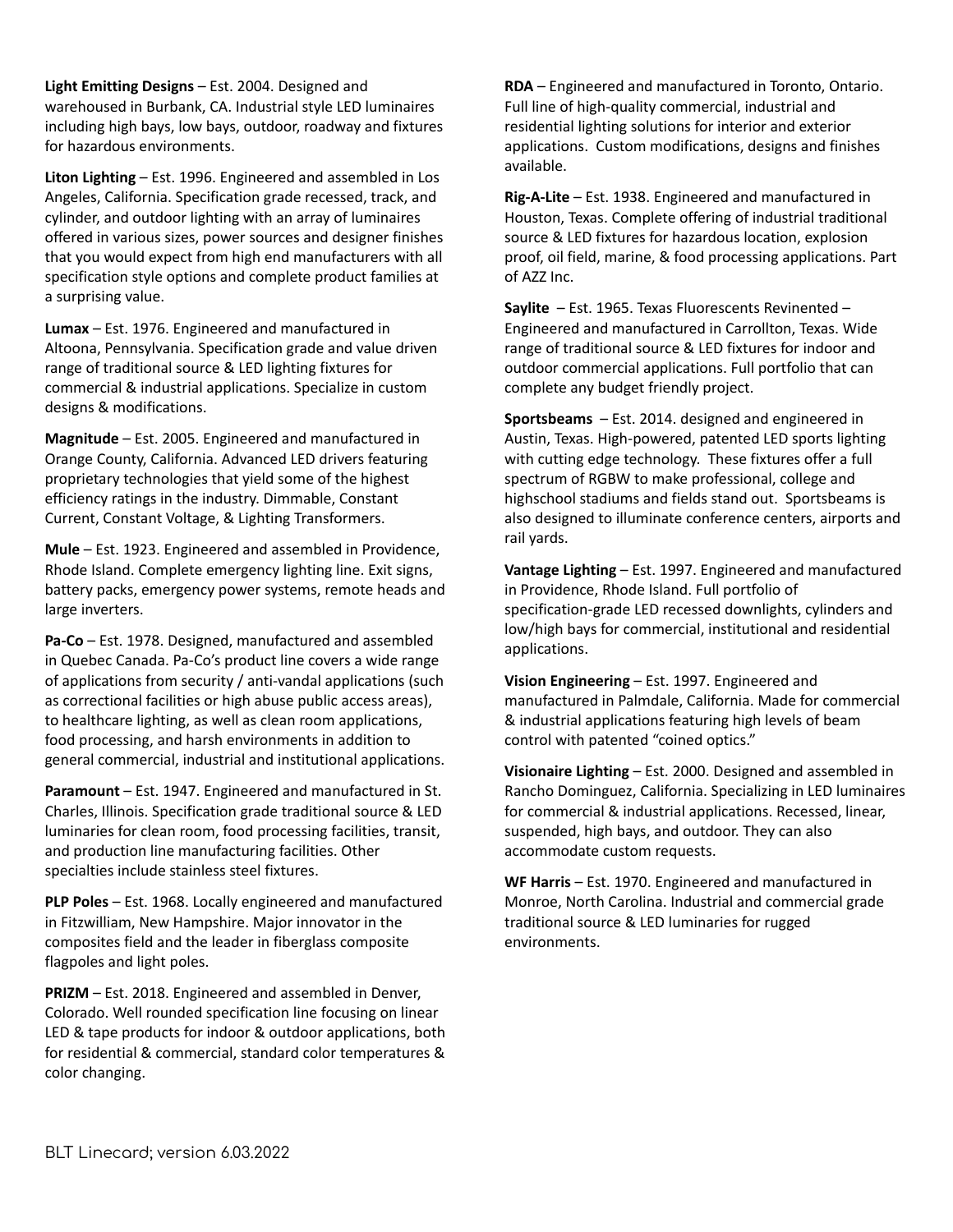**Light Emitting Designs** – Est. 2004. Designed and warehoused in Burbank, CA. Industrial style LED luminaires including high bays, low bays, outdoor, roadway and fixtures for hazardous environments.

**Liton Lighting** – Est. 1996. Engineered and assembled in Los Angeles, California. Specification grade recessed, track, and cylinder, and outdoor lighting with an array of luminaires offered in various sizes, power sources and designer finishes that you would expect from high end manufacturers with all specification style options and complete product families at a surprising value.

**Lumax** – Est. 1976. Engineered and manufactured in Altoona, Pennsylvania. Specification grade and value driven range of traditional source & LED lighting fixtures for commercial & industrial applications. Specialize in custom designs & modifications.

**Magnitude** – Est. 2005. Engineered and manufactured in Orange County, California. Advanced LED drivers featuring proprietary technologies that yield some of the highest efficiency ratings in the industry. Dimmable, Constant Current, Constant Voltage, & Lighting Transformers.

**Mule** – Est. 1923. Engineered and assembled in Providence, Rhode Island. Complete emergency lighting line. Exit signs, battery packs, emergency power systems, remote heads and large inverters.

**Pa-Co** – Est. 1978. Designed, manufactured and assembled in Quebec Canada. Pa-Co's product line covers a wide range of applications from security / anti-vandal applications (such as correctional facilities or high abuse public access areas), to healthcare lighting, as well as clean room applications, food processing, and harsh environments in addition to general commercial, industrial and institutional applications.

**Paramount** – Est. 1947. Engineered and manufactured in St. Charles, Illinois. Specification grade traditional source & LED luminaries for clean room, food processing facilities, transit, and production line manufacturing facilities. Other specialties include stainless steel fixtures.

**PLP Poles** – Est. 1968. Locally engineered and manufactured in Fitzwilliam, New Hampshire. Major innovator in the composites field and the leader in fiberglass composite flagpoles and light poles.

**PRIZM** – Est. 2018. Engineered and assembled in Denver, Colorado. Well rounded specification line focusing on linear LED & tape products for indoor & outdoor applications, both for residential & commercial, standard color temperatures & color changing.

**RDA** – Engineered and manufactured in Toronto, Ontario. Full line of high-quality commercial, industrial and residential lighting solutions for interior and exterior applications. Custom modifications, designs and finishes available.

**Rig-A-Lite** – Est. 1938. Engineered and manufactured in Houston, Texas. Complete offering of industrial traditional source & LED fixtures for hazardous location, explosion proof, oil field, marine, & food processing applications. Part of AZZ Inc.

**Saylite** – Est. 1965. Texas Fluorescents Revinented – Engineered and manufactured in Carrollton, Texas. Wide range of traditional source & LED fixtures for indoor and outdoor commercial applications. Full portfolio that can complete any budget friendly project.

**Sportsbeams** – Est. 2014. designed and engineered in Austin, Texas. High-powered, patented LED sports lighting with cutting edge technology. These fixtures offer a full spectrum of RGBW to make professional, college and highschool stadiums and fields stand out. Sportsbeams is also designed to illuminate conference centers, airports and rail yards.

**Vantage Lighting** – Est. 1997. Engineered and manufactured in Providence, Rhode Island. Full portfolio of specification-grade LED recessed downlights, cylinders and low/high bays for commercial, institutional and residential applications.

**Vision Engineering** – Est. 1997. Engineered and manufactured in Palmdale, California. Made for commercial & industrial applications featuring high levels of beam control with patented "coined optics."

**Visionaire Lighting** – Est. 2000. Designed and assembled in Rancho Dominguez, California. Specializing in LED luminaires for commercial & industrial applications. Recessed, linear, suspended, high bays, and outdoor. They can also accommodate custom requests.

**WF Harris** – Est. 1970. Engineered and manufactured in Monroe, North Carolina. Industrial and commercial grade traditional source & LED luminaries for rugged environments.

BLT Linecard; version 6.03.2022